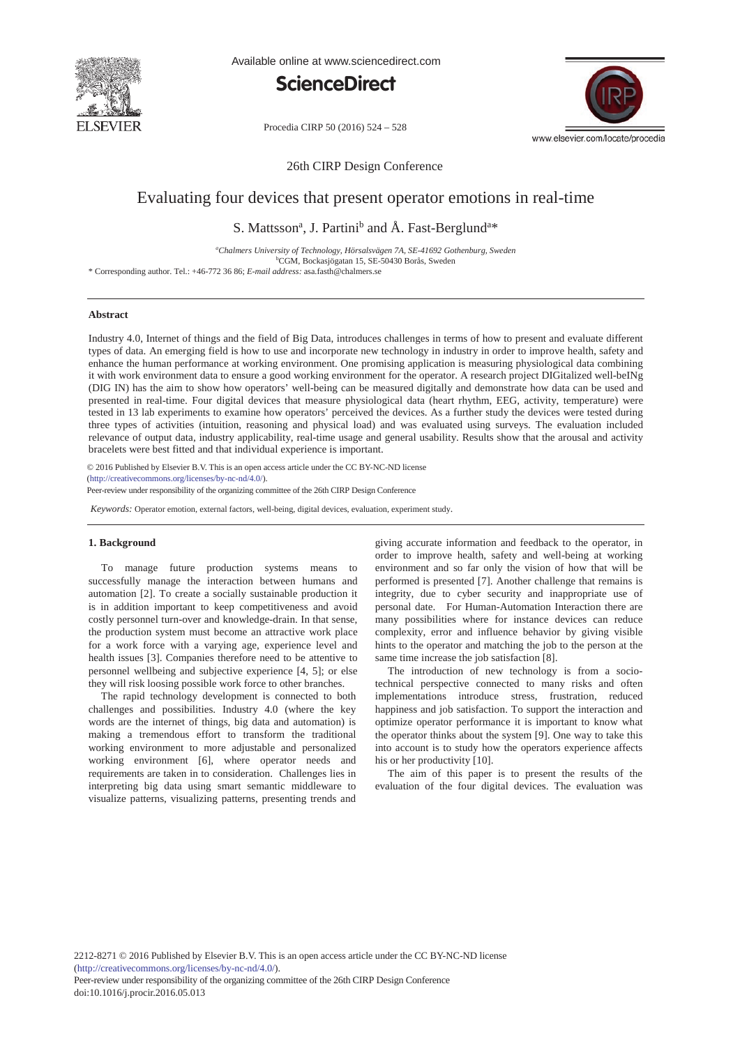26th CIRP Design Conference

# Evaluating four devices that present operator emotions in real-time

S. Mattsson[a], J. Partini[b] and Å. Fast-Berglund[a]*

[a]*Chalmers University of Technology, Hörsalsvägen 7A, SE-41692 Gothenburg, Sweden*
[b]CGM, Bockasjögatan 15, SE-50430 Borås, Sweden

\* Corresponding author. Tel.: +46-772 36 86; *E-mail address:* asa.fasth@chalmers.se

## Abstract

Industry 4.0, Internet of things and the field of Big Data, introduces challenges in terms of how to present and evaluate different types of data. An emerging field is how to use and incorporate new technology in industry in order to improve health, safety and enhance the human performance at working environment. One promising application is measuring physiological data combining it with work environment data to ensure a good working environment for the operator. A research project DIGitalized well-beINg (DIG IN) has the aim to show how operators' well-being can be measured digitally and demonstrate how data can be used and presented in real-time. Four digital devices that measure physiological data (heart rhythm, EEG, activity, temperature) were tested in 13 lab experiments to examine how operators' perceived the devices. As a further study the devices were tested during three types of activities (intuition, reasoning and physical load) and was evaluated using surveys. The evaluation included relevance of output data, industry applicability, real-time usage and general usability. Results show that the arousal and activity bracelets were best fitted and that individual experience is important.

© 2016 Published by Elsevier B.V. This is an open access article under the CC BY-NC-ND license (http://creativecommons.org/licenses/by-nc-nd/4.0/).
Peer-review under responsibility of the organizing committee of the 26th CIRP Design Conference

*Keywords:* Operator emotion, external factors, well-being, digital devices, evaluation, experiment study.

## 1. Background

To manage future production systems means to successfully manage the interaction between humans and automation [2]. To create a socially sustainable production it is in addition important to keep competitiveness and avoid costly personnel turn-over and knowledge-drain. In that sense, the production system must become an attractive work place for a work force with a varying age, experience level and health issues [3]. Companies therefore need to be attentive to personnel wellbeing and subjective experience [4, 5]; or else they will risk loosing possible work force to other branches.

The rapid technology development is connected to both challenges and possibilities. Industry 4.0 (where the key words are the internet of things, big data and automation) is making a tremendous effort to transform the traditional working environment to more adjustable and personalized working environment [6], where operator needs and requirements are taken in to consideration. Challenges lies in interpreting big data using smart semantic middleware to visualize patterns, visualizing patterns, presenting trends and giving accurate information and feedback to the operator, in order to improve health, safety and well-being at working environment and so far only the vision of how that will be performed is presented [7]. Another challenge that remains is integrity, due to cyber security and inappropriate use of personal date. For Human-Automation Interaction there are many possibilities where for instance devices can reduce complexity, error and influence behavior by giving visible hints to the operator and matching the job to the person at the same time increase the job satisfaction [8].

The introduction of new technology is from a socio-technical perspective connected to many risks and often implementations introduce stress, frustration, reduced happiness and job satisfaction. To support the interaction and optimize operator performance it is important to know what the operator thinks about the system [9]. One way to take this into account is to study how the operators experience affects his or her productivity [10].

The aim of this paper is to present the results of the evaluation of the four digital devices. The evaluation was

2212-8271 © 2016 Published by Elsevier B.V. This is an open access article under the CC BY-NC-ND license (http://creativecommons.org/licenses/by-nc-nd/4.0/).
Peer-review under responsibility of the organizing committee of the 26th CIRP Design Conference
doi:10.1016/j.procir.2016.05.013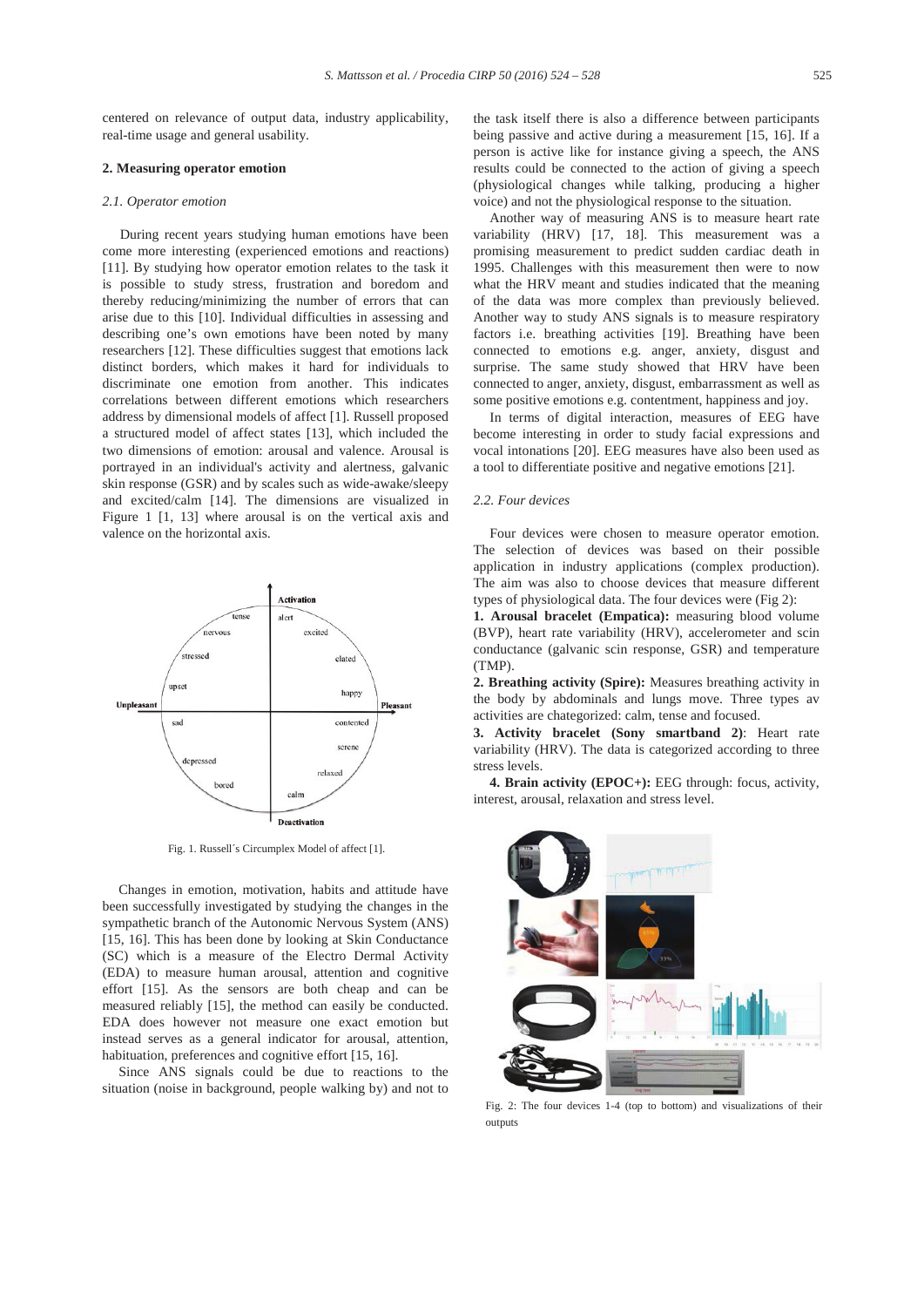centered on relevance of output data, industry applicability, real-time usage and general usability.

## 2. Measuring operator emotion

### *2.1. Operator emotion*

During recent years studying human emotions have been come more interesting (experienced emotions and reactions) [11]. By studying how operator emotion relates to the task it is possible to study stress, frustration and boredom and thereby reducing/minimizing the number of errors that can arise due to this [10]. Individual difficulties in assessing and describing one's own emotions have been noted by many researchers [12]. These difficulties suggest that emotions lack distinct borders, which makes it hard for individuals to discriminate one emotion from another. This indicates correlations between different emotions which researchers address by dimensional models of affect [1]. Russell proposed a structured model of affect states [13], which included the two dimensions of emotion: arousal and valence. Arousal is portrayed in an individual's activity and alertness, galvanic skin response (GSR) and by scales such as wide-awake/sleepy and excited/calm [14]. The dimensions are visualized in Figure 1 [1, 13] where arousal is on the vertical axis and valence on the horizontal axis.

Fig. 1. Russell´s Circumplex Model of affect [1].

Changes in emotion, motivation, habits and attitude have been successfully investigated by studying the changes in the sympathetic branch of the Autonomic Nervous System (ANS) [15, 16]. This has been done by looking at Skin Conductance (SC) which is a measure of the Electro Dermal Activity (EDA) to measure human arousal, attention and cognitive effort [15]. As the sensors are both cheap and can be measured reliably [15], the method can easily be conducted. EDA does however not measure one exact emotion but instead serves as a general indicator for arousal, attention, habituation, preferences and cognitive effort [15, 16].

Since ANS signals could be due to reactions to the situation (noise in background, people walking by) and not to the task itself there is also a difference between participants being passive and active during a measurement [15, 16]. If a person is active like for instance giving a speech, the ANS results could be connected to the action of giving a speech (physiological changes while talking, producing a higher voice) and not the physiological response to the situation.

Another way of measuring ANS is to measure heart rate variability (HRV) [17, 18]. This measurement was a promising measurement to predict sudden cardiac death in 1995. Challenges with this measurement then were to now what the HRV meant and studies indicated that the meaning of the data was more complex than previously believed. Another way to study ANS signals is to measure respiratory factors i.e. breathing activities [19]. Breathing have been connected to emotions e.g. anger, anxiety, disgust and surprise. The same study showed that HRV have been connected to anger, anxiety, disgust, embarrassment as well as some positive emotions e.g. contentment, happiness and joy.

In terms of digital interaction, measures of EEG have become interesting in order to study facial expressions and vocal intonations [20]. EEG measures have also been used as a tool to differentiate positive and negative emotions [21].

### *2.2. Four devices*

Four devices were chosen to measure operator emotion. The selection of devices was based on their possible application in industry applications (complex production). The aim was also to choose devices that measure different types of physiological data. The four devices were (Fig 2):

**1. Arousal bracelet (Empatica):** measuring blood volume (BVP), heart rate variability (HRV), accelerometer and scin conductance (galvanic scin response, GSR) and temperature (TMP).

**2. Breathing activity (Spire):** Measures breathing activity in the body by abdominals and lungs move. Three types av activities are chategorized: calm, tense and focused.

**3. Activity bracelet (Sony smartband 2)**: Heart rate variability (HRV). The data is categorized according to three stress levels.

**4. Brain activity (EPOC+):** EEG through: focus, activity, interest, arousal, relaxation and stress level.

Fig. 2: The four devices 1-4 (top to bottom) and visualizations of their outputs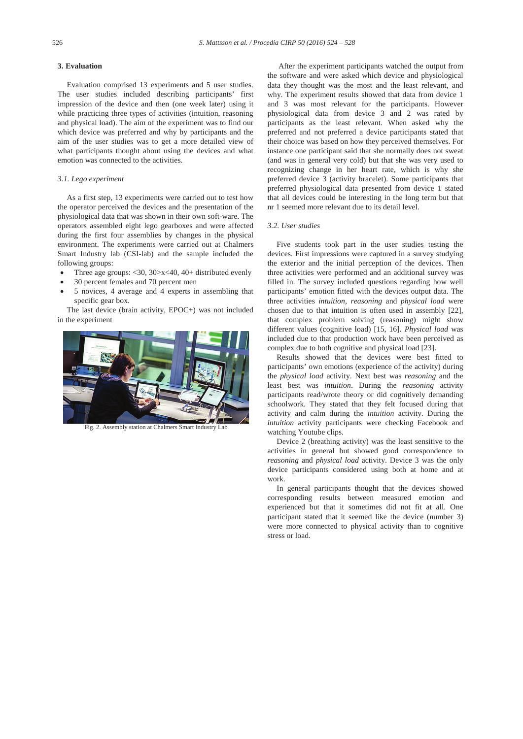## 3. Evaluation

Evaluation comprised 13 experiments and 5 user studies. The user studies included describing participants' first impression of the device and then (one week later) using it while practicing three types of activities (intuition, reasoning and physical load). The aim of the experiment was to find our which device was preferred and why by participants and the aim of the user studies was to get a more detailed view of what participants thought about using the devices and what emotion was connected to the activities.

### 3.1. Lego experiment

As a first step, 13 experiments were carried out to test how the operator perceived the devices and the presentation of the physiological data that was shown in their own soft-ware. The operators assembled eight lego gearboxes and were affected during the first four assemblies by changes in the physical environment. The experiments were carried out at Chalmers Smart Industry lab (CSI-lab) and the sample included the following groups:

- Three age groups: <30, 30>x<40, 40+ distributed evenly
- 30 percent females and 70 percent men
- 5 novices, 4 average and 4 experts in assembling that specific gear box.

The last device (brain activity, EPOC+) was not included in the experiment

Fig. 2. Assembly station at Chalmers Smart Industry Lab

After the experiment participants watched the output from the software and were asked which device and physiological data they thought was the most and the least relevant, and why. The experiment results showed that data from device 1 and 3 was most relevant for the participants. However physiological data from device 3 and 2 was rated by participants as the least relevant. When asked why the preferred and not preferred a device participants stated that their choice was based on how they perceived themselves. For instance one participant said that she normally does not sweat (and was in general very cold) but that she was very used to recognizing change in her heart rate, which is why she preferred device 3 (activity bracelet). Some participants that preferred physiological data presented from device 1 stated that all devices could be interesting in the long term but that nr 1 seemed more relevant due to its detail level.

### 3.2. User studies

Five students took part in the user studies testing the devices. First impressions were captured in a survey studying the exterior and the initial perception of the devices. Then three activities were performed and an additional survey was filled in. The survey included questions regarding how well participants' emotion fitted with the devices output data. The three activities *intuition*, *reasoning* and *physical load* were chosen due to that intuition is often used in assembly [22], that complex problem solving (reasoning) might show different values (cognitive load) [15, 16]. *Physical load* was included due to that production work have been perceived as complex due to both cognitive and physical load [23].

Results showed that the devices were best fitted to participants' own emotions (experience of the activity) during the *physical load* activity. Next best was *reasoning* and the least best was *intuition*. During the *reasoning* activity participants read/wrote theory or did cognitively demanding schoolwork. They stated that they felt focused during that activity and calm during the *intuition* activity. During the *intuition* activity participants were checking Facebook and watching Youtube clips.

Device 2 (breathing activity) was the least sensitive to the activities in general but showed good correspondence to *reasoning* and *physical load* activity. Device 3 was the only device participants considered using both at home and at work.

In general participants thought that the devices showed corresponding results between measured emotion and experienced but that it sometimes did not fit at all. One participant stated that it seemed like the device (number 3) were more connected to physical activity than to cognitive stress or load.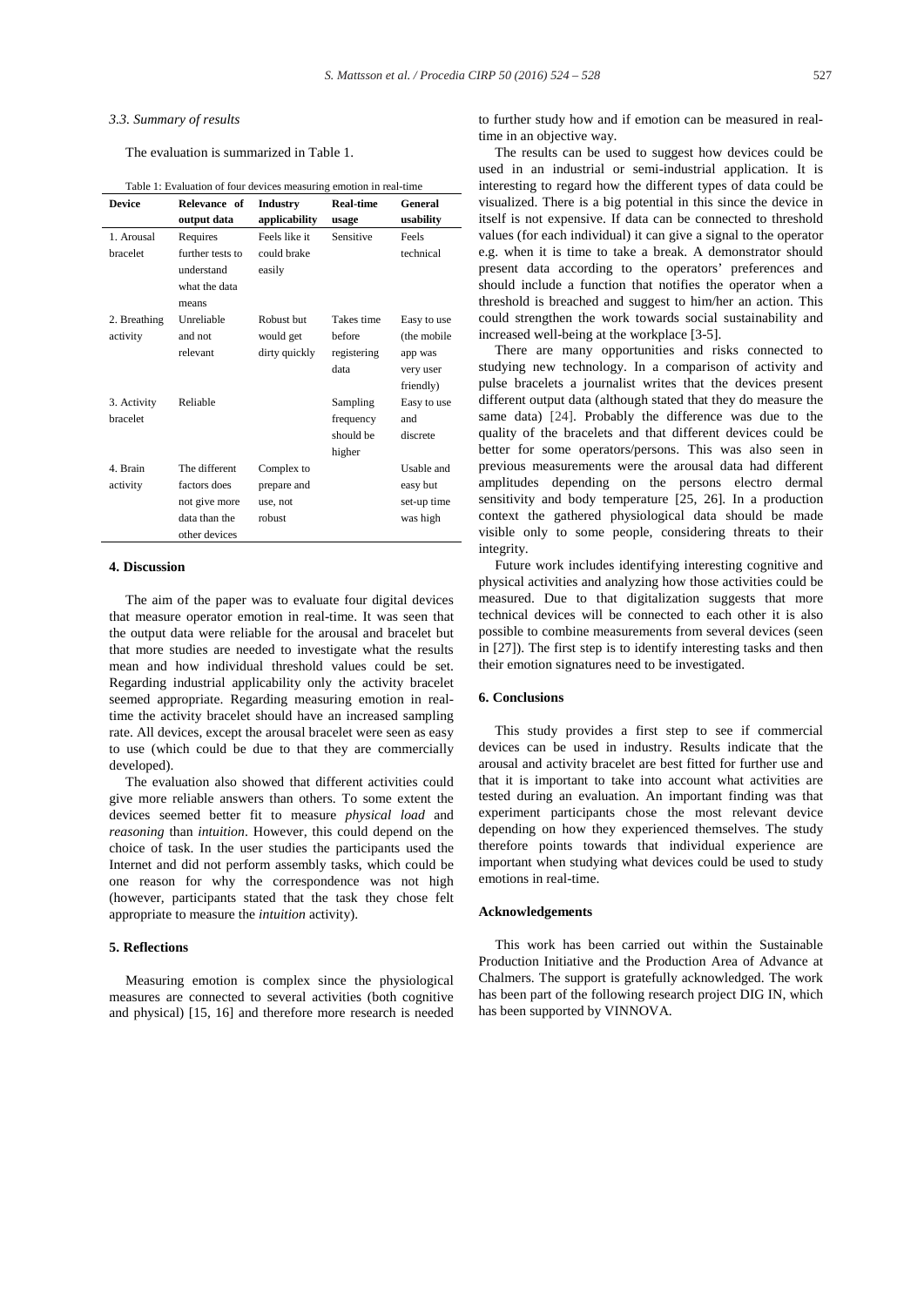### 3.3. Summary of results

The evaluation is summarized in Table 1.

Table 1: Evaluation of four devices measuring emotion in real-time

| Device | Relevance of output data | Industry applicability | Real-time usage | General usability |
|---|---|---|---|---|
| 1. Arousal bracelet | Requires further tests to understand what the data means | Feels like it could brake easily | Sensitive | Feels technical |
| 2. Breathing activity | Unreliable and not relevant | Robust but would get dirty quickly | Takes time before registering data | Easy to use (the mobile app was very user friendly) |
| 3. Activity bracelet | Reliable | | Sampling frequency should be higher | Easy to use and discrete |
| 4. Brain activity | The different factors does not give more data than the other devices | Complex to prepare and use, not robust | | Usable and easy but set-up time was high |

## 4. Discussion

The aim of the paper was to evaluate four digital devices that measure operator emotion in real-time. It was seen that the output data were reliable for the arousal and bracelet but that more studies are needed to investigate what the results mean and how individual threshold values could be set. Regarding industrial applicability only the activity bracelet seemed appropriate. Regarding measuring emotion in real-time the activity bracelet should have an increased sampling rate. All devices, except the arousal bracelet were seen as easy to use (which could be due to that they are commercially developed).

The evaluation also showed that different activities could give more reliable answers than others. To some extent the devices seemed better fit to measure *physical load* and *reasoning* than *intuition*. However, this could depend on the choice of task. In the user studies the participants used the Internet and did not perform assembly tasks, which could be one reason for why the correspondence was not high (however, participants stated that the task they chose felt appropriate to measure the *intuition* activity).

## 5. Reflections

Measuring emotion is complex since the physiological measures are connected to several activities (both cognitive and physical) [15, 16] and therefore more research is needed to further study how and if emotion can be measured in real-time in an objective way.

The results can be used to suggest how devices could be used in an industrial or semi-industrial application. It is interesting to regard how the different types of data could be visualized. There is a big potential in this since the device in itself is not expensive. If data can be connected to threshold values (for each individual) it can give a signal to the operator e.g. when it is time to take a break. A demonstrator should present data according to the operators' preferences and should include a function that notifies the operator when a threshold is breached and suggest to him/her an action. This could strengthen the work towards social sustainability and increased well-being at the workplace [3-5].

There are many opportunities and risks connected to studying new technology. In a comparison of activity and pulse bracelets a journalist writes that the devices present different output data (although stated that they do measure the same data) [24]. Probably the difference was due to the quality of the bracelets and that different devices could be better for some operators/persons. This was also seen in previous measurements were the arousal data had different amplitudes depending on the persons electro dermal sensitivity and body temperature [25, 26]. In a production context the gathered physiological data should be made visible only to some people, considering threats to their integrity.

Future work includes identifying interesting cognitive and physical activities and analyzing how those activities could be measured. Due to that digitalization suggests that more technical devices will be connected to each other it is also possible to combine measurements from several devices (seen in [27]). The first step is to identify interesting tasks and then their emotion signatures need to be investigated.

## 6. Conclusions

This study provides a first step to see if commercial devices can be used in industry. Results indicate that the arousal and activity bracelet are best fitted for further use and that it is important to take into account what activities are tested during an evaluation. An important finding was that experiment participants chose the most relevant device depending on how they experienced themselves. The study therefore points towards that individual experience are important when studying what devices could be used to study emotions in real-time.

## Acknowledgements

This work has been carried out within the Sustainable Production Initiative and the Production Area of Advance at Chalmers. The support is gratefully acknowledged. The work has been part of the following research project DIG IN, which has been supported by VINNOVA.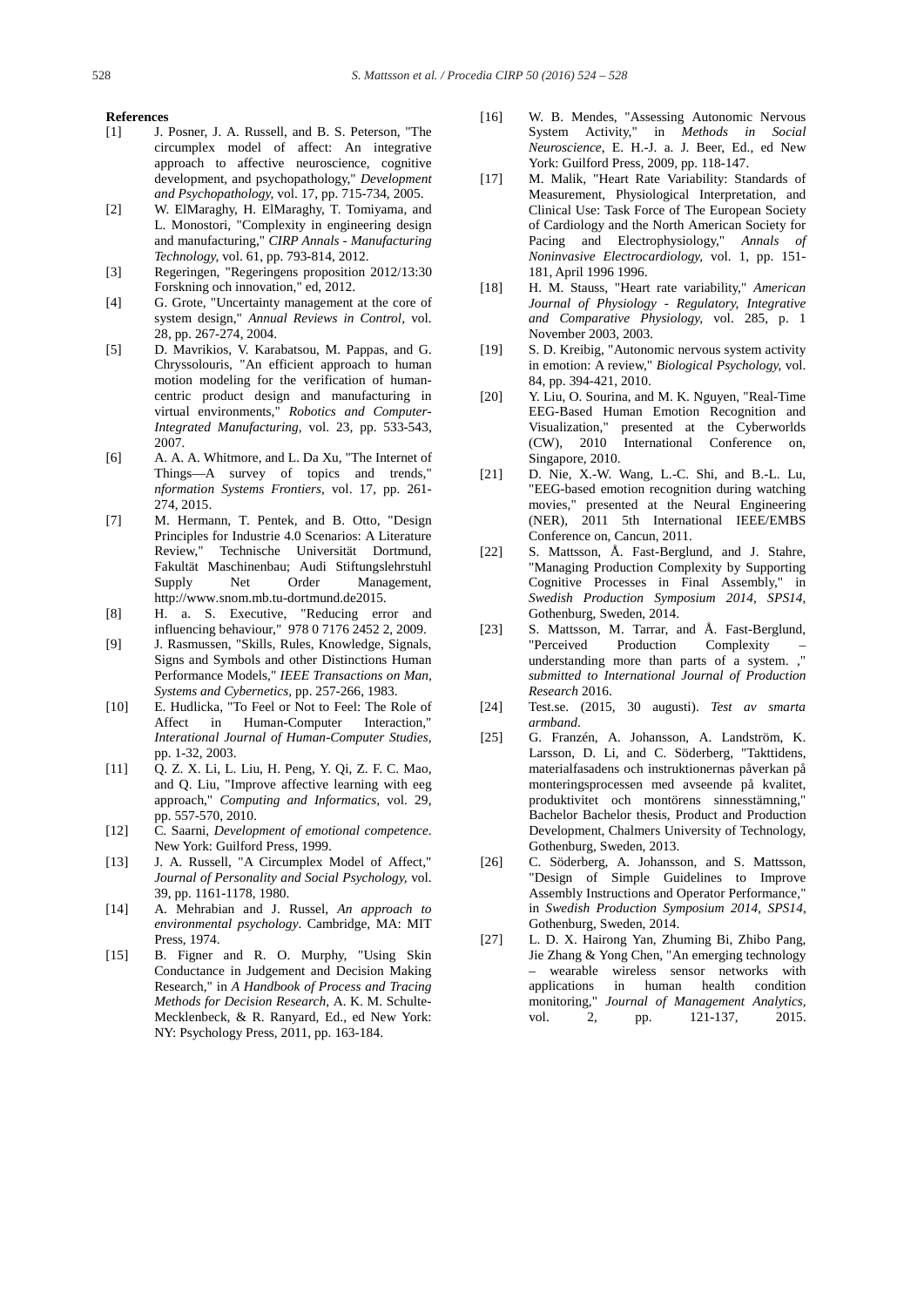**References**

[1] J. Posner, J. A. Russell, and B. S. Peterson, "The circumplex model of affect: An integrative approach to affective neuroscience, cognitive development, and psychopathology," *Development and Psychopathology,* vol. 17, pp. 715-734, 2005.

[2] W. ElMaraghy, H. ElMaraghy, T. Tomiyama, and L. Monostori, "Complexity in engineering design and manufacturing," *CIRP Annals - Manufacturing Technology,* vol. 61, pp. 793-814, 2012.

[3] Regeringen, "Regeringens proposition 2012/13:30 Forskning och innovation," ed, 2012.

[4] G. Grote, "Uncertainty management at the core of system design," *Annual Reviews in Control,* vol. 28, pp. 267-274, 2004.

[5] D. Mavrikios, V. Karabatsou, M. Pappas, and G. Chryssolouris, "An efficient approach to human motion modeling for the verification of human-centric product design and manufacturing in virtual environments," *Robotics and Computer-Integrated Manufacturing,* vol. 23, pp. 533-543, 2007.

[6] A. A. A. Whitmore, and L. Da Xu, "The Internet of Things—A survey of topics and trends," *nformation Systems Frontiers,* vol. 17, pp. 261-274, 2015.

[7] M. Hermann, T. Pentek, and B. Otto, "Design Principles for Industrie 4.0 Scenarios: A Literature Review," Technische Universität Dortmund, Fakultät Maschinenbau; Audi Stiftungslehrstuhl Supply Net Order Management, http://www.snom.mb.tu-dortmund.de2015.

[8] H. a. S. Executive, "Reducing error and influencing behaviour," 978 0 7176 2452 2, 2009.

[9] J. Rasmussen, "Skills, Rules, Knowledge, Signals, Signs and Symbols and other Distinctions Human Performance Models," *IEEE Transactions on Man, Systems and Cybernetics,* pp. 257-266, 1983.

[10] E. Hudlicka, "To Feel or Not to Feel: The Role of Affect in Human-Computer Interaction," *Interational Journal of Human-Computer Studies,* pp. 1-32, 2003.

[11] Q. Z. X. Li, L. Liu, H. Peng, Y. Qi, Z. F. C. Mao, and Q. Liu, "Improve affective learning with eeg approach," *Computing and Informatics,* vol. 29, pp. 557-570, 2010.

[12] C. Saarni, *Development of emotional competence*. New York: Guilford Press, 1999.

[13] J. A. Russell, "A Circumplex Model of Affect," *Journal of Personality and Social Psychology,* vol. 39, pp. 1161-1178, 1980.

[14] A. Mehrabian and J. Russel, *An approach to environmental psychology*. Cambridge, MA: MIT Press, 1974.

[15] B. Figner and R. O. Murphy, "Using Skin Conductance in Judgement and Decision Making Research," in *A Handbook of Process and Tracing Methods for Decision Research*, A. K. M. Schulte-Mecklenbeck, & R. Ranyard, Ed., ed New York: NY: Psychology Press, 2011, pp. 163-184.

[16] W. B. Mendes, "Assessing Autonomic Nervous System Activity," in *Methods in Social Neuroscience*, E. H.-J. a. J. Beer, Ed., ed New York: Guilford Press, 2009, pp. 118-147.

[17] M. Malik, "Heart Rate Variability: Standards of Measurement, Physiological Interpretation, and Clinical Use: Task Force of The European Society of Cardiology and the North American Society for Pacing and Electrophysiology," *Annals of Noninvasive Electrocardiology,* vol. 1, pp. 151-181, April 1996 1996.

[18] H. M. Stauss, "Heart rate variability," *American Journal of Physiology - Regulatory, Integrative and Comparative Physiology,* vol. 285, p. 1 November 2003, 2003.

[19] S. D. Kreibig, "Autonomic nervous system activity in emotion: A review," *Biological Psychology,* vol. 84, pp. 394-421, 2010.

[20] Y. Liu, O. Sourina, and M. K. Nguyen, "Real-Time EEG-Based Human Emotion Recognition and Visualization," presented at the Cyberworlds (CW), 2010 International Conference on, Singapore, 2010.

[21] D. Nie, X.-W. Wang, L.-C. Shi, and B.-L. Lu, "EEG-based emotion recognition during watching movies," presented at the Neural Engineering (NER), 2011 5th International IEEE/EMBS Conference on, Cancun, 2011.

[22] S. Mattsson, Å. Fast-Berglund, and J. Stahre, "Managing Production Complexity by Supporting Cognitive Processes in Final Assembly," in *Swedish Production Symposium 2014, SPS14*, Gothenburg, Sweden, 2014.

[23] S. Mattsson, M. Tarrar, and Å. Fast-Berglund, "Perceived Production Complexity – understanding more than parts of a system. ," *submitted to International Journal of Production Research* 2016.

[24] Test.se. (2015, 30 augusti). *Test av smarta armband*.

[25] G. Franzén, A. Johansson, A. Landström, K. Larsson, D. Li, and C. Söderberg, "Takttidens, materialfasadens och instruktionernas påverkan på monteringsprocessen med avseende på kvalitet, produktivitet och montörens sinnesstämning," Bachelor Bachelor thesis, Product and Production Development, Chalmers University of Technology, Gothenburg, Sweden, 2013.

[26] C. Söderberg, A. Johansson, and S. Mattsson, "Design of Simple Guidelines to Improve Assembly Instructions and Operator Performance," in *Swedish Production Symposium 2014, SPS14*, Gothenburg, Sweden, 2014.

[27] L. D. X. Hairong Yan, Zhuming Bi, Zhibo Pang, Jie Zhang & Yong Chen, "An emerging technology – wearable wireless sensor networks with applications in human health condition monitoring," *Journal of Management Analytics,* vol. 2, pp. 121-137, 2015.